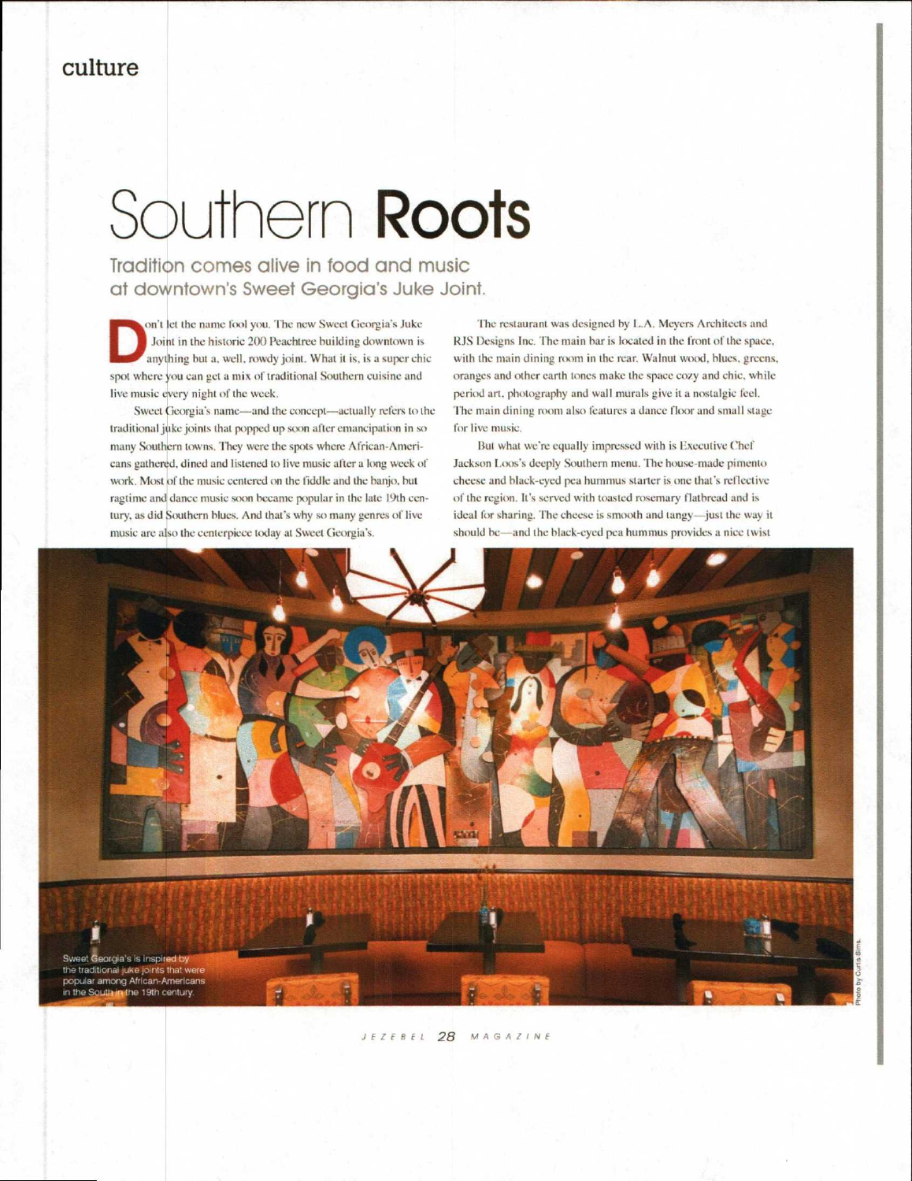culture

# Southern **Roots**

## Tradition comes alive in food and music at downtown's Sweet Georgia's Juke Joint.

Don't let the name fool you. The new Sweet Georgia's Juke Joint in the historic 200 Peachtree building downtown is anything but a, well, rowdy joint. What it is, is a super chic spot where you can get a mix of traditional Southern cuisine and live music every night of the week.

Sweet Georgia's name—and the concept—actually refers to the traditional juke joints that popped up soon after emancipation in so many Southern towns. They were the spots where African-Americans gathered, dined and listened to live music after a long week of work. Most of the music centered on the fiddle and the banjo, but ragtime and dance music soon became popular in the late 19th century, as did Southern blues. And that's why so many genres of live music are also the centerpiece today at Sweet Georgia's.

The restaurant was designed by L.A. Meyers Architects and RJS Designs Inc. The main bar is located in the front of the space, with the main dining room in the rear. Walnut wood, blues, greens, oranges and other earth tones make the space cozy and chic, while period art, photography and wall murals give it a nostalgic feel. The main dining room also features a dance floor and small stage for live music.

But what we're equally impressed with is Executive Chef Jackson Loos's deeply Southern menu. The house-made pimento cheese and black-eyed pea hummus starter is one that's reflective of the region. It's served with toasted rosemary flatbread and is ideal for sharing. The cheese is smooth and tangy—just the way it should be—and the black-eyed pea hummus provides a nice twist

Sweet Georgia's is inspired by the traditional juke joints that were popular among African-Americans in the South in the 19th century.

Photo by Curtis Sims.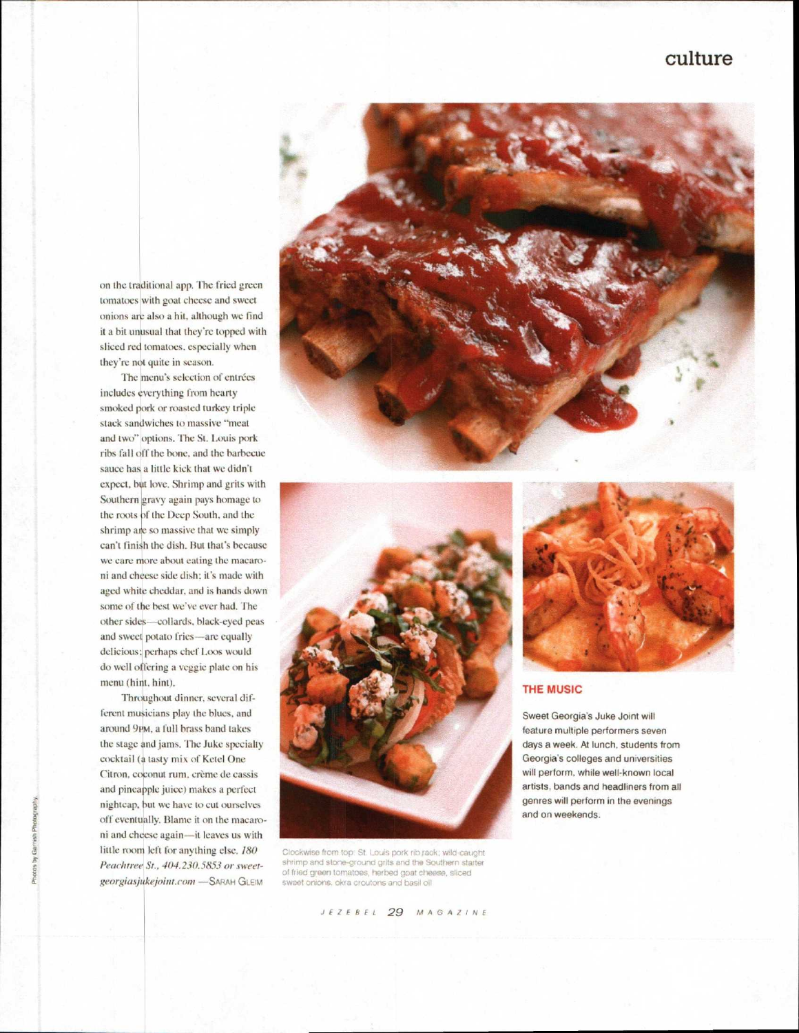on the traditional app. The fried green tomatoes with goat cheese and sweet onions are also a hit, although we find it a bit unusual that they're topped with sliced red tomatoes, especially when they're not quite in season.

The menu's selection of entrées includes everything from hearty smoked pork or roasted turkey triple stack sandwiches to massive "meat and two" options. The St. Louis pork ribs fall off the bone, and the barbecue sauce has a little kick that we didn't expect, but love. Shrimp and grits with Southern gravy again pays homage to the roots of the Deep South, and the shrimp are so massive that we simply can't finish the dish. But that's because we care more about eating the macaroni and cheese side dish; it's made with aged white cheddar, and is hands down some of the best we've ever had. The other sides—collards, black-eyed peas and sweet potato fries—are equally delicious; perhaps chef Loos would do well offering a veggie plate on his menu (hint, hint).

Throughout dinner, several different musicians play the blues, and around 9PM, a full brass band takes the stage and jams. The Juke specialty cocktail (a tasty mix of Ketel One Citron, coconut rum, crème de cassis and pineapple juice) makes a perfect nightcap, but we have to cut ourselves off eventually. Blame it on the macaroni and cheese again—it leaves us with little room left for anything else. *180 Peachtree St., 404.230.5853 or sweetgeorgiasjukejoint.com* —SARAH GLEIM

Clockwise from top: St. Louis pork rib rack; wild-caught shrimp and stone-ground grits and the Southern starter of fried green tomatoes, herbed goat cheese, sliced sweet onions, okra croutons and basil oil

Photos by Garnish Photography

## THE MUSIC

Sweet Georgia's Juke Joint will feature multiple performers seven days a week. At lunch, students from Georgia's colleges and universities will perform, while well-known local artists, bands and headliners from all genres will perform in the evenings and on weekends.